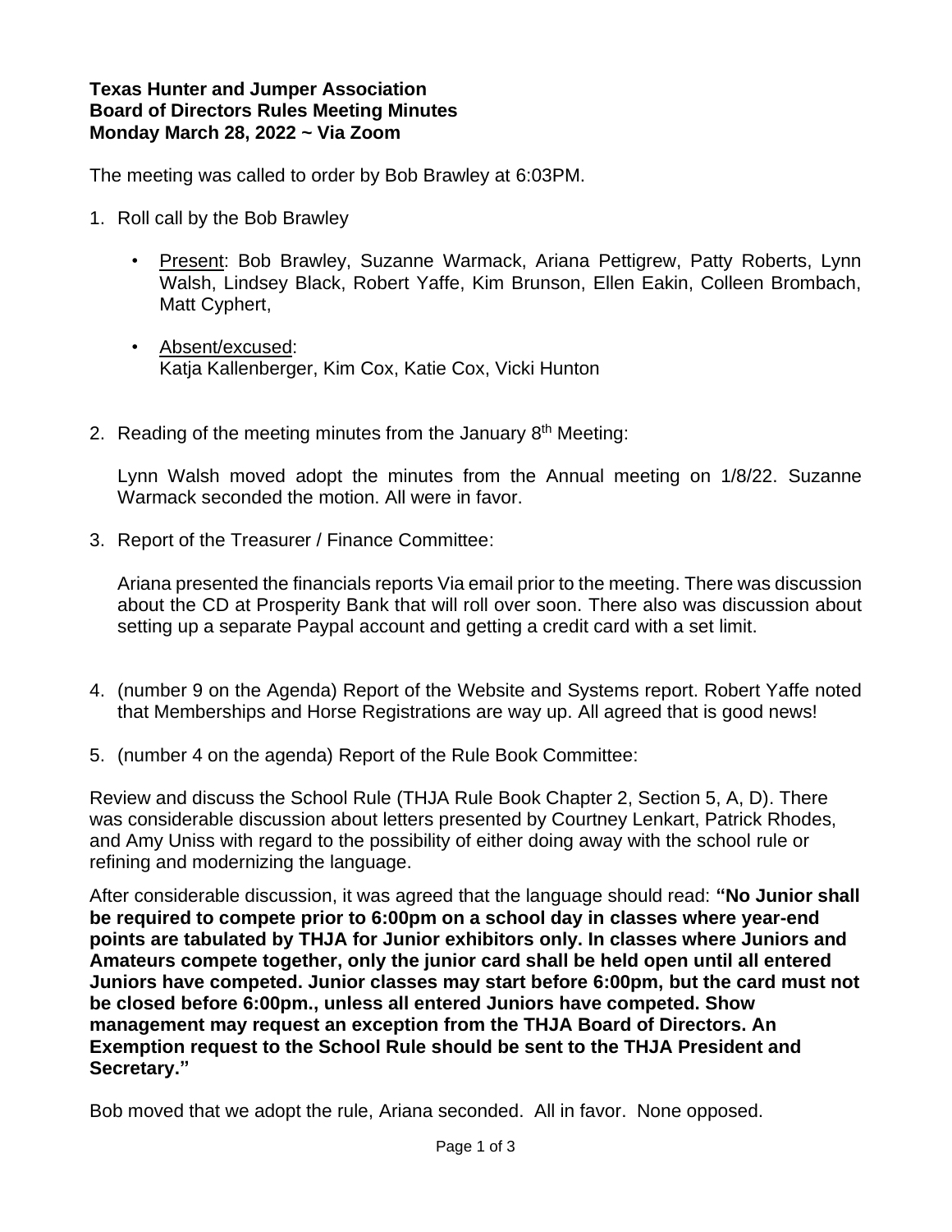**Texas Hunter and Jumper Association**
**Board of Directors Rules Meeting Minutes**
**Monday March 28, 2022 ~ Via Zoom**

The meeting was called to order by Bob Brawley at 6:03PM.

1. Roll call by the Bob Brawley

   - Present: Bob Brawley, Suzanne Warmack, Ariana Pettigrew, Patty Roberts, Lynn Walsh, Lindsey Black, Robert Yaffe, Kim Brunson, Ellen Eakin, Colleen Brombach, Matt Cyphert,

   - Absent/excused:
     Katja Kallenberger, Kim Cox, Katie Cox, Vicki Hunton

2. Reading of the meeting minutes from the January 8th Meeting:

   Lynn Walsh moved adopt the minutes from the Annual meeting on 1/8/22. Suzanne Warmack seconded the motion. All were in favor.

3. Report of the Treasurer / Finance Committee:

   Ariana presented the financials reports Via email prior to the meeting. There was discussion about the CD at Prosperity Bank that will roll over soon. There also was discussion about setting up a separate Paypal account and getting a credit card with a set limit.

4. (number 9 on the Agenda) Report of the Website and Systems report. Robert Yaffe noted that Memberships and Horse Registrations are way up. All agreed that is good news!

5. (number 4 on the agenda) Report of the Rule Book Committee:

Review and discuss the School Rule (THJA Rule Book Chapter 2, Section 5, A, D). There was considerable discussion about letters presented by Courtney Lenkart, Patrick Rhodes, and Amy Uniss with regard to the possibility of either doing away with the school rule or refining and modernizing the language.

After considerable discussion, it was agreed that the language should read: **"No Junior shall be required to compete prior to 6:00pm on a school day in classes where year-end points are tabulated by THJA for Junior exhibitors only. In classes where Juniors and Amateurs compete together, only the junior card shall be held open until all entered Juniors have competed. Junior classes may start before 6:00pm, but the card must not be closed before 6:00pm., unless all entered Juniors have competed. Show management may request an exception from the THJA Board of Directors. An Exemption request to the School Rule should be sent to the THJA President and Secretary."**

Bob moved that we adopt the rule, Ariana seconded. All in favor. None opposed.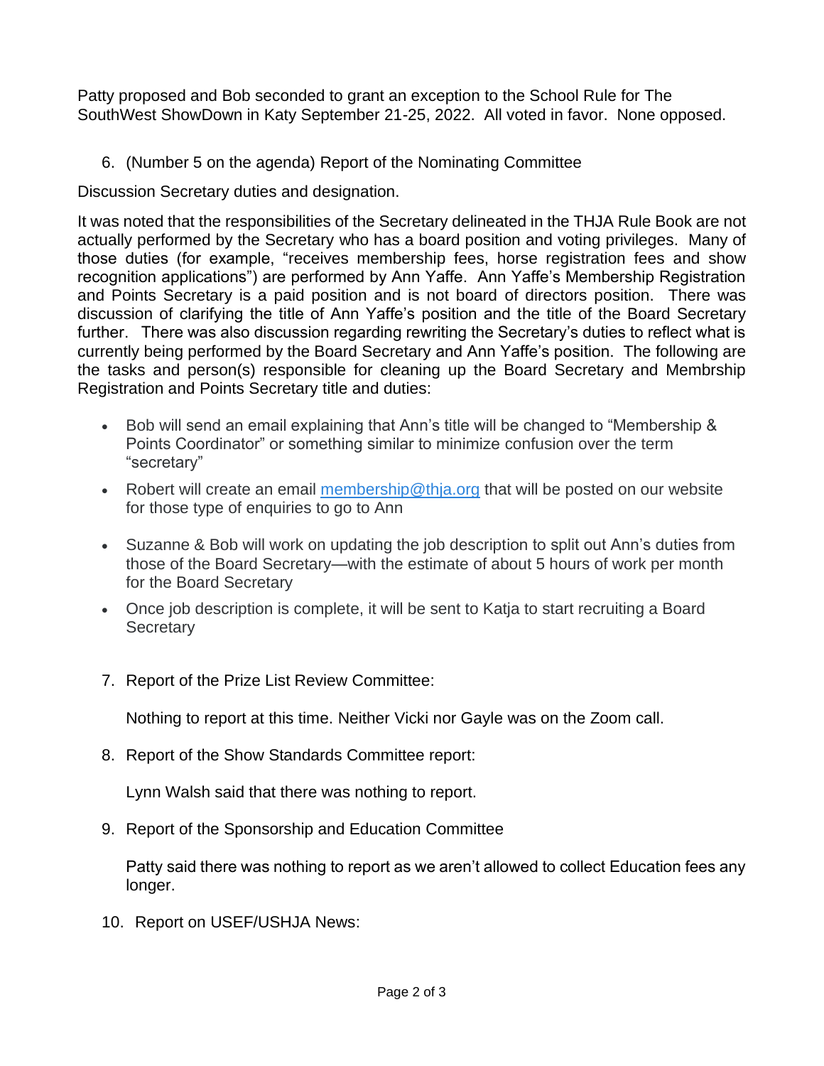Patty proposed and Bob seconded to grant an exception to the School Rule for The SouthWest ShowDown in Katy September 21-25, 2022. All voted in favor. None opposed.

6. (Number 5 on the agenda) Report of the Nominating Committee

Discussion Secretary duties and designation.

It was noted that the responsibilities of the Secretary delineated in the THJA Rule Book are not actually performed by the Secretary who has a board position and voting privileges. Many of those duties (for example, "receives membership fees, horse registration fees and show recognition applications") are performed by Ann Yaffe. Ann Yaffe's Membership Registration and Points Secretary is a paid position and is not board of directors position. There was discussion of clarifying the title of Ann Yaffe's position and the title of the Board Secretary further. There was also discussion regarding rewriting the Secretary's duties to reflect what is currently being performed by the Board Secretary and Ann Yaffe's position. The following are the tasks and person(s) responsible for cleaning up the Board Secretary and Membrship Registration and Points Secretary title and duties:

- Bob will send an email explaining that Ann's title will be changed to "Membership & Points Coordinator" or something similar to minimize confusion over the term "secretary"
- Robert will create an email [membership@thja.org](mailto:membership@thja.org) that will be posted on our website for those type of enquiries to go to Ann
- Suzanne & Bob will work on updating the job description to split out Ann's duties from those of the Board Secretary—with the estimate of about 5 hours of work per month for the Board Secretary
- Once job description is complete, it will be sent to Katja to start recruiting a Board Secretary

7. Report of the Prize List Review Committee:

   Nothing to report at this time. Neither Vicki nor Gayle was on the Zoom call.

8. Report of the Show Standards Committee report:

   Lynn Walsh said that there was nothing to report.

9. Report of the Sponsorship and Education Committee

   Patty said there was nothing to report as we aren't allowed to collect Education fees any longer.

10. Report on USEF/USHJA News: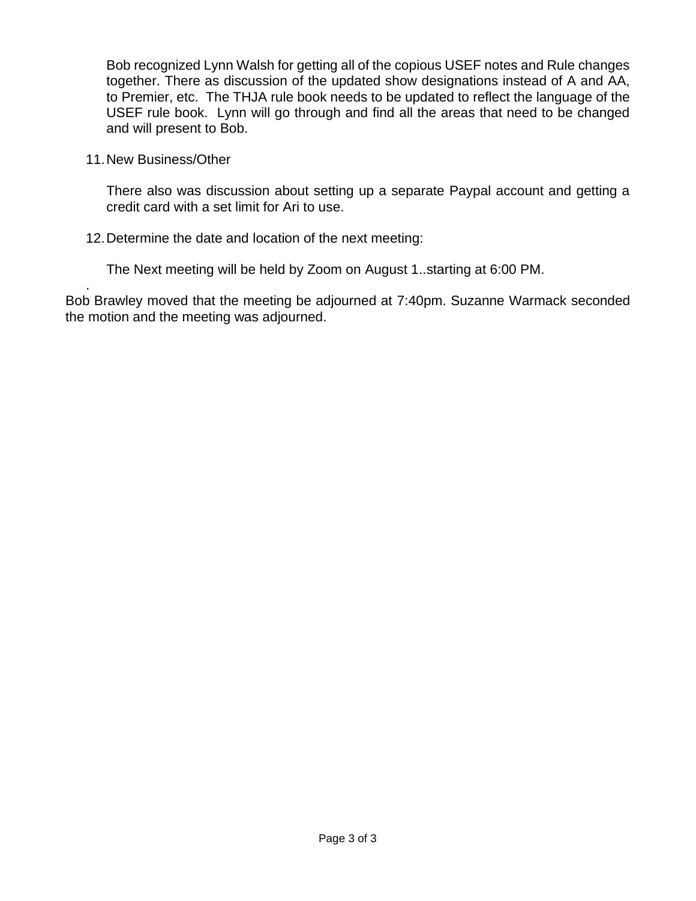Bob recognized Lynn Walsh for getting all of the copious USEF notes and Rule changes together. There as discussion of the updated show designations instead of A and AA, to Premier, etc. The THJA rule book needs to be updated to reflect the language of the USEF rule book. Lynn will go through and find all the areas that need to be changed and will present to Bob.

11. New Business/Other

    There also was discussion about setting up a separate Paypal account and getting a credit card with a set limit for Ari to use.

12. Determine the date and location of the next meeting:

    The Next meeting will be held by Zoom on August 1..starting at 6:00 PM.

.

Bob Brawley moved that the meeting be adjourned at 7:40pm. Suzanne Warmack seconded the motion and the meeting was adjourned.